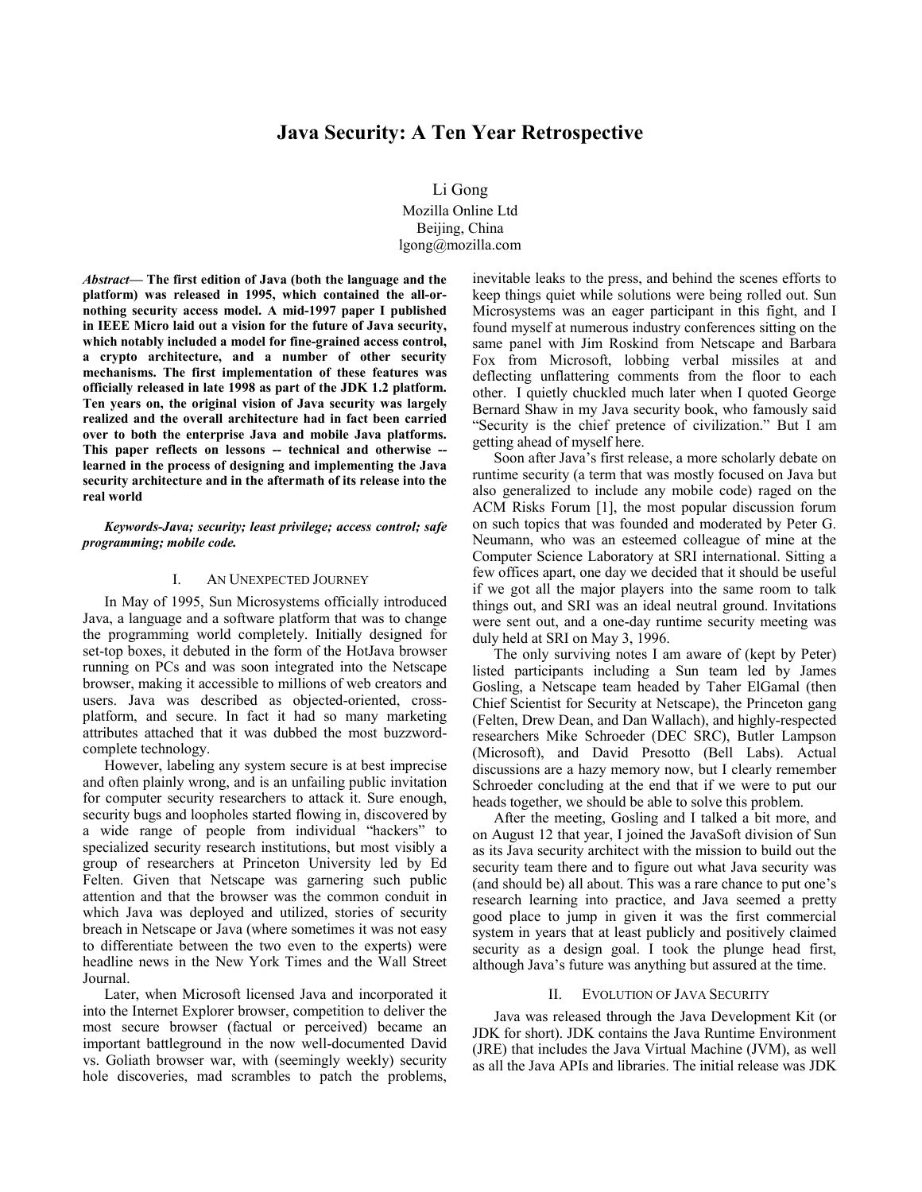# Java Security: A Ten Year Retrospective

Li Gong
Mozilla Online Ltd
Beijing, China
lgong@mozilla.com

***Abstract*— The first edition of Java (both the language and the platform) was released in 1995, which contained the all-or-nothing security access model. A mid-1997 paper I published in IEEE Micro laid out a vision for the future of Java security, which notably included a model for fine-grained access control, a crypto architecture, and a number of other security mechanisms. The first implementation of these features was officially released in late 1998 as part of the JDK 1.2 platform. Ten years on, the original vision of Java security was largely realized and the overall architecture had in fact been carried over to both the enterprise Java and mobile Java platforms. This paper reflects on lessons -- technical and otherwise -- learned in the process of designing and implementing the Java security architecture and in the aftermath of its release into the real world**

***Keywords-Java; security; least privilege; access control; safe programming; mobile code.***

## I. An Unexpected Journey

In May of 1995, Sun Microsystems officially introduced Java, a language and a software platform that was to change the programming world completely. Initially designed for set-top boxes, it debuted in the form of the HotJava browser running on PCs and was soon integrated into the Netscape browser, making it accessible to millions of web creators and users. Java was described as objected-oriented, cross-platform, and secure. In fact it had so many marketing attributes attached that it was dubbed the most buzzword-complete technology.

However, labeling any system secure is at best imprecise and often plainly wrong, and is an unfailing public invitation for computer security researchers to attack it. Sure enough, security bugs and loopholes started flowing in, discovered by a wide range of people from individual "hackers" to specialized security research institutions, but most visibly a group of researchers at Princeton University led by Ed Felten. Given that Netscape was garnering such public attention and that the browser was the common conduit in which Java was deployed and utilized, stories of security breach in Netscape or Java (where sometimes it was not easy to differentiate between the two even to the experts) were headline news in the New York Times and the Wall Street Journal.

Later, when Microsoft licensed Java and incorporated it into the Internet Explorer browser, competition to deliver the most secure browser (factual or perceived) became an important battleground in the now well-documented David vs. Goliath browser war, with (seemingly weekly) security hole discoveries, mad scrambles to patch the problems, inevitable leaks to the press, and behind the scenes efforts to keep things quiet while solutions were being rolled out. Sun Microsystems was an eager participant in this fight, and I found myself at numerous industry conferences sitting on the same panel with Jim Roskind from Netscape and Barbara Fox from Microsoft, lobbing verbal missiles at and deflecting unflattering comments from the floor to each other. I quietly chuckled much later when I quoted George Bernard Shaw in my Java security book, who famously said "Security is the chief pretence of civilization." But I am getting ahead of myself here.

Soon after Java's first release, a more scholarly debate on runtime security (a term that was mostly focused on Java but also generalized to include any mobile code) raged on the ACM Risks Forum [1], the most popular discussion forum on such topics that was founded and moderated by Peter G. Neumann, who was an esteemed colleague of mine at the Computer Science Laboratory at SRI international. Sitting a few offices apart, one day we decided that it should be useful if we got all the major players into the same room to talk things out, and SRI was an ideal neutral ground. Invitations were sent out, and a one-day runtime security meeting was duly held at SRI on May 3, 1996.

The only surviving notes I am aware of (kept by Peter) listed participants including a Sun team led by James Gosling, a Netscape team headed by Taher ElGamal (then Chief Scientist for Security at Netscape), the Princeton gang (Felten, Drew Dean, and Dan Wallach), and highly-respected researchers Mike Schroeder (DEC SRC), Butler Lampson (Microsoft), and David Presotto (Bell Labs). Actual discussions are a hazy memory now, but I clearly remember Schroeder concluding at the end that if we were to put our heads together, we should be able to solve this problem.

After the meeting, Gosling and I talked a bit more, and on August 12 that year, I joined the JavaSoft division of Sun as its Java security architect with the mission to build out the security team there and to figure out what Java security was (and should be) all about. This was a rare chance to put one's research learning into practice, and Java seemed a pretty good place to jump in given it was the first commercial system in years that at least publicly and positively claimed security as a design goal. I took the plunge head first, although Java's future was anything but assured at the time.

## II. Evolution of Java Security

Java was released through the Java Development Kit (or JDK for short). JDK contains the Java Runtime Environment (JRE) that includes the Java Virtual Machine (JVM), as well as all the Java APIs and libraries. The initial release was JDK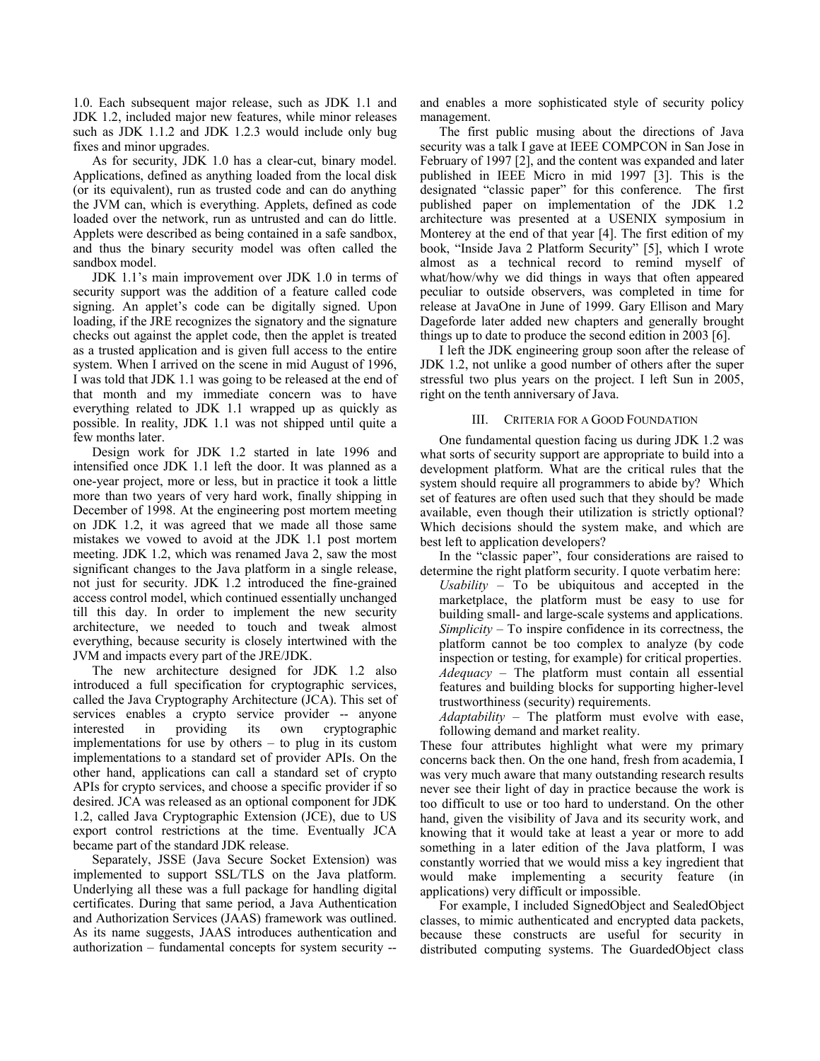1.0. Each subsequent major release, such as JDK 1.1 and JDK 1.2, included major new features, while minor releases such as JDK 1.1.2 and JDK 1.2.3 would include only bug fixes and minor upgrades.

As for security, JDK 1.0 has a clear-cut, binary model. Applications, defined as anything loaded from the local disk (or its equivalent), run as trusted code and can do anything the JVM can, which is everything. Applets, defined as code loaded over the network, run as untrusted and can do little. Applets were described as being contained in a safe sandbox, and thus the binary security model was often called the sandbox model.

JDK 1.1's main improvement over JDK 1.0 in terms of security support was the addition of a feature called code signing. An applet's code can be digitally signed. Upon loading, if the JRE recognizes the signatory and the signature checks out against the applet code, then the applet is treated as a trusted application and is given full access to the entire system. When I arrived on the scene in mid August of 1996, I was told that JDK 1.1 was going to be released at the end of that month and my immediate concern was to have everything related to JDK 1.1 wrapped up as quickly as possible. In reality, JDK 1.1 was not shipped until quite a few months later.

Design work for JDK 1.2 started in late 1996 and intensified once JDK 1.1 left the door. It was planned as a one-year project, more or less, but in practice it took a little more than two years of very hard work, finally shipping in December of 1998. At the engineering post mortem meeting on JDK 1.2, it was agreed that we made all those same mistakes we vowed to avoid at the JDK 1.1 post mortem meeting. JDK 1.2, which was renamed Java 2, saw the most significant changes to the Java platform in a single release, not just for security. JDK 1.2 introduced the fine-grained access control model, which continued essentially unchanged till this day. In order to implement the new security architecture, we needed to touch and tweak almost everything, because security is closely intertwined with the JVM and impacts every part of the JRE/JDK.

The new architecture designed for JDK 1.2 also introduced a full specification for cryptographic services, called the Java Cryptography Architecture (JCA). This set of services enables a crypto service provider -- anyone interested in providing its own cryptographic implementations for use by others – to plug in its custom implementations to a standard set of provider APIs. On the other hand, applications can call a standard set of crypto APIs for crypto services, and choose a specific provider if so desired. JCA was released as an optional component for JDK 1.2, called Java Cryptographic Extension (JCE), due to US export control restrictions at the time. Eventually JCA became part of the standard JDK release.

Separately, JSSE (Java Secure Socket Extension) was implemented to support SSL/TLS on the Java platform. Underlying all these was a full package for handling digital certificates. During that same period, a Java Authentication and Authorization Services (JAAS) framework was outlined. As its name suggests, JAAS introduces authentication and authorization – fundamental concepts for system security -- and enables a more sophisticated style of security policy management.

The first public musing about the directions of Java security was a talk I gave at IEEE COMPCON in San Jose in February of 1997 [2], and the content was expanded and later published in IEEE Micro in mid 1997 [3]. This is the designated "classic paper" for this conference. The first published paper on implementation of the JDK 1.2 architecture was presented at a USENIX symposium in Monterey at the end of that year [4]. The first edition of my book, "Inside Java 2 Platform Security" [5], which I wrote almost as a technical record to remind myself of what/how/why we did things in ways that often appeared peculiar to outside observers, was completed in time for release at JavaOne in June of 1999. Gary Ellison and Mary Dageforde later added new chapters and generally brought things up to date to produce the second edition in 2003 [6].

I left the JDK engineering group soon after the release of JDK 1.2, not unlike a good number of others after the super stressful two plus years on the project. I left Sun in 2005, right on the tenth anniversary of Java.

## III. Criteria for a Good Foundation

One fundamental question facing us during JDK 1.2 was what sorts of security support are appropriate to build into a development platform. What are the critical rules that the system should require all programmers to abide by? Which set of features are often used such that they should be made available, even though their utilization is strictly optional? Which decisions should the system make, and which are best left to application developers?

In the "classic paper", four considerations are raised to determine the right platform security. I quote verbatim here:

*Usability* – To be ubiquitous and accepted in the marketplace, the platform must be easy to use for building small- and large-scale systems and applications.

*Simplicity* – To inspire confidence in its correctness, the platform cannot be too complex to analyze (by code inspection or testing, for example) for critical properties.

*Adequacy* – The platform must contain all essential features and building blocks for supporting higher-level trustworthiness (security) requirements.

*Adaptability* – The platform must evolve with ease, following demand and market reality.

These four attributes highlight what were my primary concerns back then. On the one hand, fresh from academia, I was very much aware that many outstanding research results never see their light of day in practice because the work is too difficult to use or too hard to understand. On the other hand, given the visibility of Java and its security work, and knowing that it would take at least a year or more to add something in a later edition of the Java platform, I was constantly worried that we would miss a key ingredient that would make implementing a security feature (in applications) very difficult or impossible.

For example, I included SignedObject and SealedObject classes, to mimic authenticated and encrypted data packets, because these constructs are useful for security in distributed computing systems. The GuardedObject class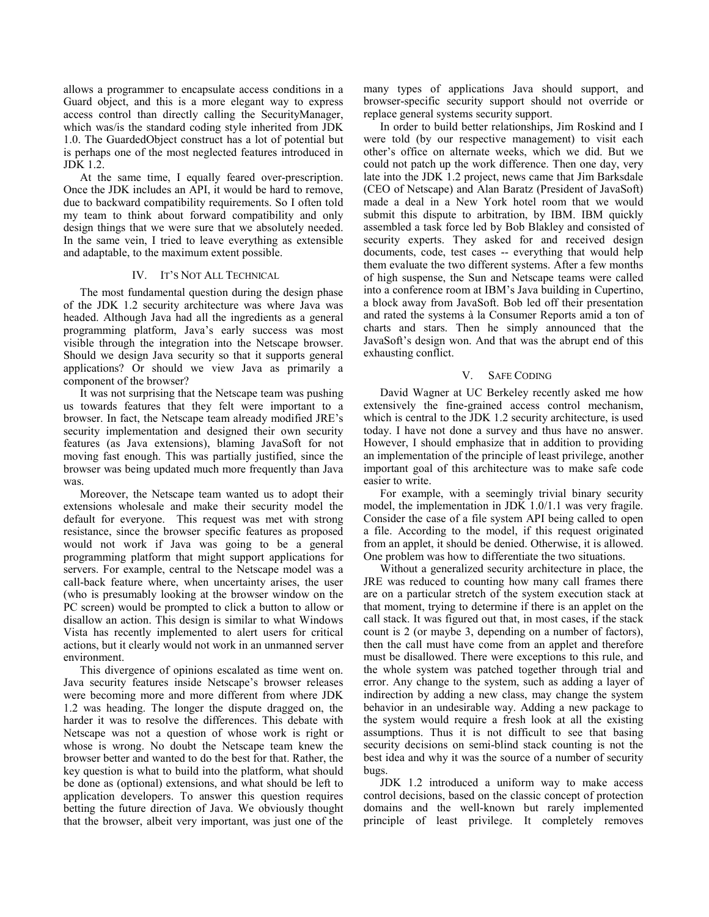allows a programmer to encapsulate access conditions in a Guard object, and this is a more elegant way to express access control than directly calling the SecurityManager, which was/is the standard coding style inherited from JDK 1.0. The GuardedObject construct has a lot of potential but is perhaps one of the most neglected features introduced in JDK 1.2.

At the same time, I equally feared over-prescription. Once the JDK includes an API, it would be hard to remove, due to backward compatibility requirements. So I often told my team to think about forward compatibility and only design things that we were sure that we absolutely needed. In the same vein, I tried to leave everything as extensible and adaptable, to the maximum extent possible.

## IV. It's Not All Technical

The most fundamental question during the design phase of the JDK 1.2 security architecture was where Java was headed. Although Java had all the ingredients as a general programming platform, Java's early success was most visible through the integration into the Netscape browser. Should we design Java security so that it supports general applications? Or should we view Java as primarily a component of the browser?

It was not surprising that the Netscape team was pushing us towards features that they felt were important to a browser. In fact, the Netscape team already modified JRE's security implementation and designed their own security features (as Java extensions), blaming JavaSoft for not moving fast enough. This was partially justified, since the browser was being updated much more frequently than Java was.

Moreover, the Netscape team wanted us to adopt their extensions wholesale and make their security model the default for everyone. This request was met with strong resistance, since the browser specific features as proposed would not work if Java was going to be a general programming platform that might support applications for servers. For example, central to the Netscape model was a call-back feature where, when uncertainty arises, the user (who is presumably looking at the browser window on the PC screen) would be prompted to click a button to allow or disallow an action. This design is similar to what Windows Vista has recently implemented to alert users for critical actions, but it clearly would not work in an unmanned server environment.

This divergence of opinions escalated as time went on. Java security features inside Netscape's browser releases were becoming more and more different from where JDK 1.2 was heading. The longer the dispute dragged on, the harder it was to resolve the differences. This debate with Netscape was not a question of whose work is right or whose is wrong. No doubt the Netscape team knew the browser better and wanted to do the best for that. Rather, the key question is what to build into the platform, what should be done as (optional) extensions, and what should be left to application developers. To answer this question requires betting the future direction of Java. We obviously thought that the browser, albeit very important, was just one of the many types of applications Java should support, and browser-specific security support should not override or replace general systems security support.

In order to build better relationships, Jim Roskind and I were told (by our respective management) to visit each other's office on alternate weeks, which we did. But we could not patch up the work difference. Then one day, very late into the JDK 1.2 project, news came that Jim Barksdale (CEO of Netscape) and Alan Baratz (President of JavaSoft) made a deal in a New York hotel room that we would submit this dispute to arbitration, by IBM. IBM quickly assembled a task force led by Bob Blakley and consisted of security experts. They asked for and received design documents, code, test cases -- everything that would help them evaluate the two different systems. After a few months of high suspense, the Sun and Netscape teams were called into a conference room at IBM's Java building in Cupertino, a block away from JavaSoft. Bob led off their presentation and rated the systems à la Consumer Reports amid a ton of charts and stars. Then he simply announced that the JavaSoft's design won. And that was the abrupt end of this exhausting conflict.

## V. Safe Coding

David Wagner at UC Berkeley recently asked me how extensively the fine-grained access control mechanism, which is central to the JDK 1.2 security architecture, is used today. I have not done a survey and thus have no answer. However, I should emphasize that in addition to providing an implementation of the principle of least privilege, another important goal of this architecture was to make safe code easier to write.

For example, with a seemingly trivial binary security model, the implementation in JDK 1.0/1.1 was very fragile. Consider the case of a file system API being called to open a file. According to the model, if this request originated from an applet, it should be denied. Otherwise, it is allowed. One problem was how to differentiate the two situations.

Without a generalized security architecture in place, the JRE was reduced to counting how many call frames there are on a particular stretch of the system execution stack at that moment, trying to determine if there is an applet on the call stack. It was figured out that, in most cases, if the stack count is 2 (or maybe 3, depending on a number of factors), then the call must have come from an applet and therefore must be disallowed. There were exceptions to this rule, and the whole system was patched together through trial and error. Any change to the system, such as adding a layer of indirection by adding a new class, may change the system behavior in an undesirable way. Adding a new package to the system would require a fresh look at all the existing assumptions. Thus it is not difficult to see that basing security decisions on semi-blind stack counting is not the best idea and why it was the source of a number of security bugs.

JDK 1.2 introduced a uniform way to make access control decisions, based on the classic concept of protection domains and the well-known but rarely implemented principle of least privilege. It completely removes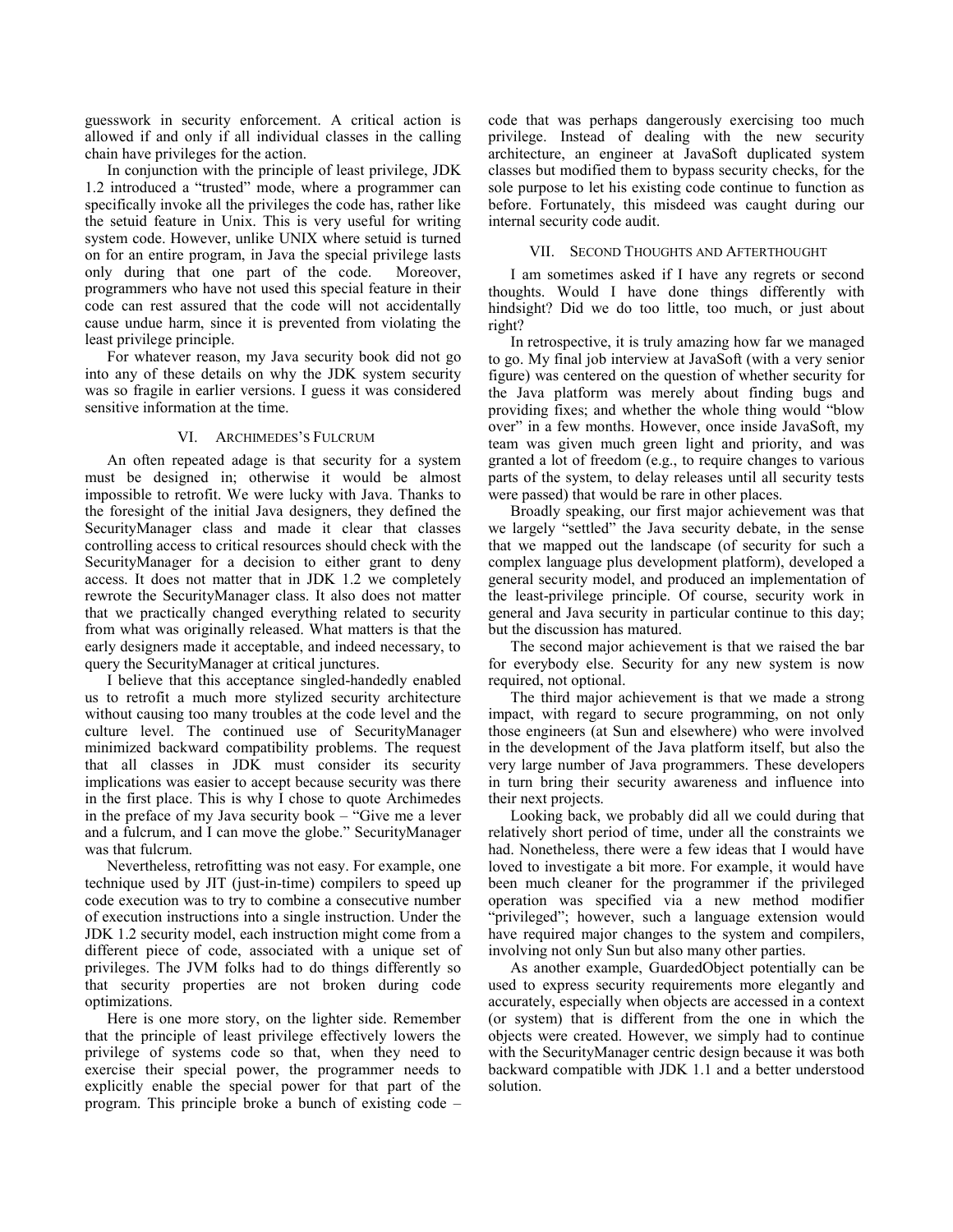guesswork in security enforcement. A critical action is allowed if and only if all individual classes in the calling chain have privileges for the action.

In conjunction with the principle of least privilege, JDK 1.2 introduced a "trusted" mode, where a programmer can specifically invoke all the privileges the code has, rather like the setuid feature in Unix. This is very useful for writing system code. However, unlike UNIX where setuid is turned on for an entire program, in Java the special privilege lasts only during that one part of the code. Moreover, programmers who have not used this special feature in their code can rest assured that the code will not accidentally cause undue harm, since it is prevented from violating the least privilege principle.

For whatever reason, my Java security book did not go into any of these details on why the JDK system security was so fragile in earlier versions. I guess it was considered sensitive information at the time.

## VI. Archimedes's Fulcrum

An often repeated adage is that security for a system must be designed in; otherwise it would be almost impossible to retrofit. We were lucky with Java. Thanks to the foresight of the initial Java designers, they defined the SecurityManager class and made it clear that classes controlling access to critical resources should check with the SecurityManager for a decision to either grant to deny access. It does not matter that in JDK 1.2 we completely rewrote the SecurityManager class. It also does not matter that we practically changed everything related to security from what was originally released. What matters is that the early designers made it acceptable, and indeed necessary, to query the SecurityManager at critical junctures.

I believe that this acceptance singled-handedly enabled us to retrofit a much more stylized security architecture without causing too many troubles at the code level and the culture level. The continued use of SecurityManager minimized backward compatibility problems. The request that all classes in JDK must consider its security implications was easier to accept because security was there in the first place. This is why I chose to quote Archimedes in the preface of my Java security book – "Give me a lever and a fulcrum, and I can move the globe." SecurityManager was that fulcrum.

Nevertheless, retrofitting was not easy. For example, one technique used by JIT (just-in-time) compilers to speed up code execution was to try to combine a consecutive number of execution instructions into a single instruction. Under the JDK 1.2 security model, each instruction might come from a different piece of code, associated with a unique set of privileges. The JVM folks had to do things differently so that security properties are not broken during code optimizations.

Here is one more story, on the lighter side. Remember that the principle of least privilege effectively lowers the privilege of systems code so that, when they need to exercise their special power, the programmer needs to explicitly enable the special power for that part of the program. This principle broke a bunch of existing code – code that was perhaps dangerously exercising too much privilege. Instead of dealing with the new security architecture, an engineer at JavaSoft duplicated system classes but modified them to bypass security checks, for the sole purpose to let his existing code continue to function as before. Fortunately, this misdeed was caught during our internal security code audit.

## VII. Second Thoughts and Afterthought

I am sometimes asked if I have any regrets or second thoughts. Would I have done things differently with hindsight? Did we do too little, too much, or just about right?

In retrospective, it is truly amazing how far we managed to go. My final job interview at JavaSoft (with a very senior figure) was centered on the question of whether security for the Java platform was merely about finding bugs and providing fixes; and whether the whole thing would "blow over" in a few months. However, once inside JavaSoft, my team was given much green light and priority, and was granted a lot of freedom (e.g., to require changes to various parts of the system, to delay releases until all security tests were passed) that would be rare in other places.

Broadly speaking, our first major achievement was that we largely "settled" the Java security debate, in the sense that we mapped out the landscape (of security for such a complex language plus development platform), developed a general security model, and produced an implementation of the least-privilege principle. Of course, security work in general and Java security in particular continue to this day; but the discussion has matured.

The second major achievement is that we raised the bar for everybody else. Security for any new system is now required, not optional.

The third major achievement is that we made a strong impact, with regard to secure programming, on not only those engineers (at Sun and elsewhere) who were involved in the development of the Java platform itself, but also the very large number of Java programmers. These developers in turn bring their security awareness and influence into their next projects.

Looking back, we probably did all we could during that relatively short period of time, under all the constraints we had. Nonetheless, there were a few ideas that I would have loved to investigate a bit more. For example, it would have been much cleaner for the programmer if the privileged operation was specified via a new method modifier "privileged"; however, such a language extension would have required major changes to the system and compilers, involving not only Sun but also many other parties.

As another example, GuardedObject potentially can be used to express security requirements more elegantly and accurately, especially when objects are accessed in a context (or system) that is different from the one in which the objects were created. However, we simply had to continue with the SecurityManager centric design because it was both backward compatible with JDK 1.1 and a better understood solution.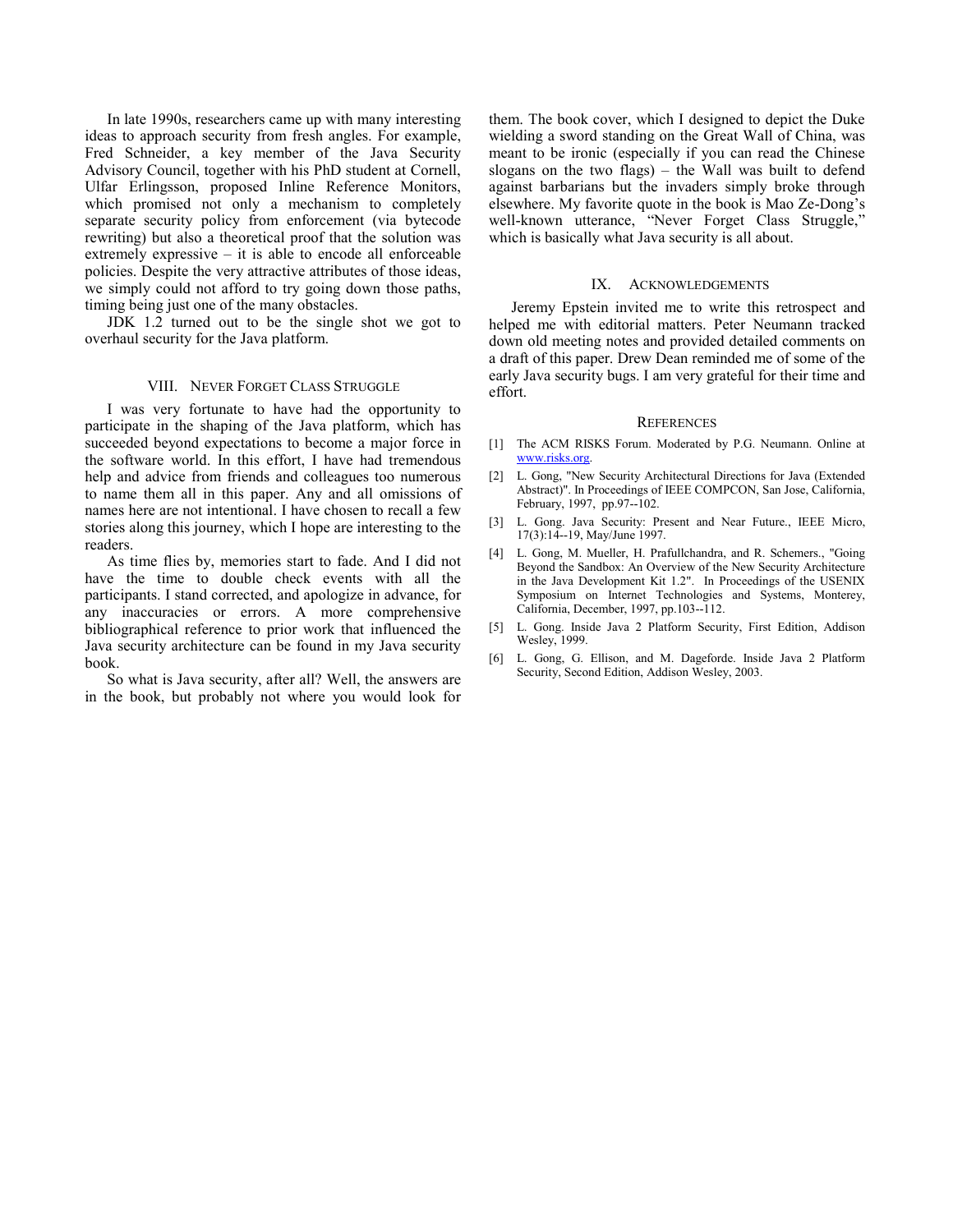In late 1990s, researchers came up with many interesting ideas to approach security from fresh angles. For example, Fred Schneider, a key member of the Java Security Advisory Council, together with his PhD student at Cornell, Ulfar Erlingsson, proposed Inline Reference Monitors, which promised not only a mechanism to completely separate security policy from enforcement (via bytecode rewriting) but also a theoretical proof that the solution was extremely expressive – it is able to encode all enforceable policies. Despite the very attractive attributes of those ideas, we simply could not afford to try going down those paths, timing being just one of the many obstacles.

JDK 1.2 turned out to be the single shot we got to overhaul security for the Java platform.

## VIII. Never Forget Class Struggle

I was very fortunate to have had the opportunity to participate in the shaping of the Java platform, which has succeeded beyond expectations to become a major force in the software world. In this effort, I have had tremendous help and advice from friends and colleagues too numerous to name them all in this paper. Any and all omissions of names here are not intentional. I have chosen to recall a few stories along this journey, which I hope are interesting to the readers.

As time flies by, memories start to fade. And I did not have the time to double check events with all the participants. I stand corrected, and apologize in advance, for any inaccuracies or errors. A more comprehensive bibliographical reference to prior work that influenced the Java security architecture can be found in my Java security book.

So what is Java security, after all? Well, the answers are in the book, but probably not where you would look for them. The book cover, which I designed to depict the Duke wielding a sword standing on the Great Wall of China, was meant to be ironic (especially if you can read the Chinese slogans on the two flags) – the Wall was built to defend against barbarians but the invaders simply broke through elsewhere. My favorite quote in the book is Mao Ze-Dong's well-known utterance, "Never Forget Class Struggle," which is basically what Java security is all about.

## IX. Acknowledgements

Jeremy Epstein invited me to write this retrospect and helped me with editorial matters. Peter Neumann tracked down old meeting notes and provided detailed comments on a draft of this paper. Drew Dean reminded me of some of the early Java security bugs. I am very grateful for their time and effort.

## References

[1] The ACM RISKS Forum. Moderated by P.G. Neumann. Online at www.risks.org.

[2] L. Gong, "New Security Architectural Directions for Java (Extended Abstract)". In Proceedings of IEEE COMPCON, San Jose, California, February, 1997, pp.97--102.

[3] L. Gong. Java Security: Present and Near Future., IEEE Micro, 17(3):14--19, May/June 1997.

[4] L. Gong, M. Mueller, H. Prafullchandra, and R. Schemers., "Going Beyond the Sandbox: An Overview of the New Security Architecture in the Java Development Kit 1.2". In Proceedings of the USENIX Symposium on Internet Technologies and Systems, Monterey, California, December, 1997, pp.103--112.

[5] L. Gong. Inside Java 2 Platform Security, First Edition, Addison Wesley, 1999.

[6] L. Gong, G. Ellison, and M. Dageforde. Inside Java 2 Platform Security, Second Edition, Addison Wesley, 2003.